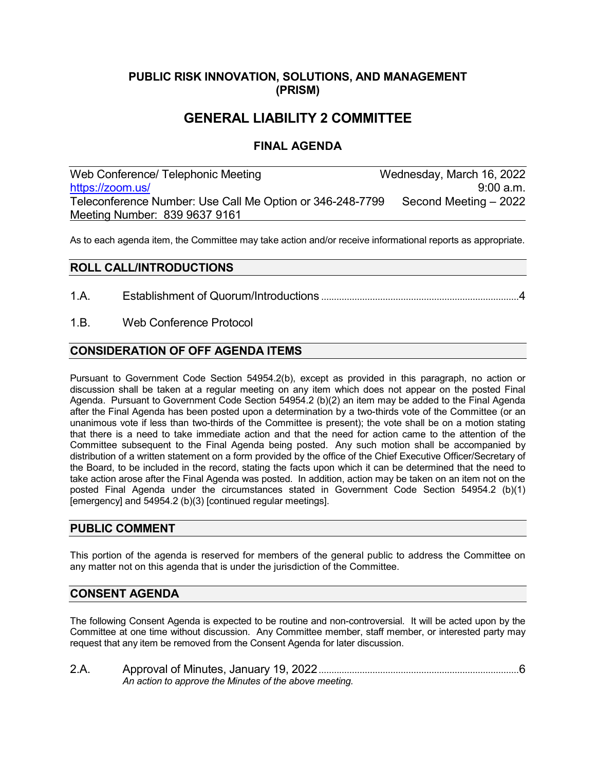## PUBLIC RISK INNOVATION, SOLUTIONS, AND MANAGEMENT (PRISM)

# GENERAL LIABILITY 2 COMMITTEE

## FINAL AGENDA

| Web Conference/ Telephonic Meeting | Wednesday, March 16, 2022 |
| --- | --- |
| https://zoom.us/ | 9:00 a.m. |
| Teleconference Number: Use Call Me Option or 346-248-7799 | Second Meeting – 2022 |
| Meeting Number: 839 9637 9161 | |

As to each agenda item, the Committee may take action and/or receive informational reports as appropriate.

### ROLL CALL/INTRODUCTIONS

1.A. Establishment of Quorum/Introductions ........................................ 4

1.B. Web Conference Protocol

### CONSIDERATION OF OFF AGENDA ITEMS

Pursuant to Government Code Section 54954.2(b), except as provided in this paragraph, no action or discussion shall be taken at a regular meeting on any item which does not appear on the posted Final Agenda. Pursuant to Government Code Section 54954.2 (b)(2) an item may be added to the Final Agenda after the Final Agenda has been posted upon a determination by a two-thirds vote of the Committee (or an unanimous vote if less than two-thirds of the Committee is present); the vote shall be on a motion stating that there is a need to take immediate action and that the need for action came to the attention of the Committee subsequent to the Final Agenda being posted. Any such motion shall be accompanied by distribution of a written statement on a form provided by the office of the Chief Executive Officer/Secretary of the Board, to be included in the record, stating the facts upon which it can be determined that the need to take action arose after the Final Agenda was posted. In addition, action may be taken on an item not on the posted Final Agenda under the circumstances stated in Government Code Section 54954.2 (b)(1) [emergency] and 54954.2 (b)(3) [continued regular meetings].

### PUBLIC COMMENT

This portion of the agenda is reserved for members of the general public to address the Committee on any matter not on this agenda that is under the jurisdiction of the Committee.

### CONSENT AGENDA

The following Consent Agenda is expected to be routine and non-controversial. It will be acted upon by the Committee at one time without discussion. Any Committee member, staff member, or interested party may request that any item be removed from the Consent Agenda for later discussion.

2.A. Approval of Minutes, January 19, 2022 ........................................ 6
*An action to approve the Minutes of the above meeting.*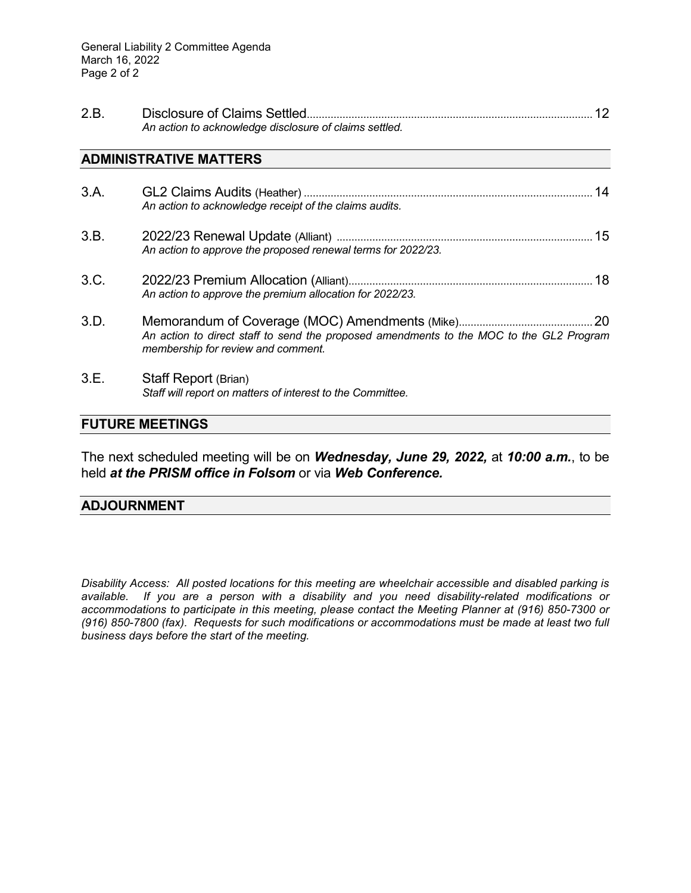2.B. Disclosure of Claims Settled .............................................................................................. 12
*An action to acknowledge disclosure of claims settled.*

## ADMINISTRATIVE MATTERS

3.A. GL2 Claims Audits (Heather) ................................................................................................ 14
*An action to acknowledge receipt of the claims audits.*

3.B. 2022/23 Renewal Update (Alliant) ..................................................................................... 15
*An action to approve the proposed renewal terms for 2022/23.*

3.C. 2022/23 Premium Allocation (Alliant)................................................................................. 18
*An action to approve the premium allocation for 2022/23.*

3.D. Memorandum of Coverage (MOC) Amendments (Mike)............................................ 20
*An action to direct staff to send the proposed amendments to the MOC to the GL2 Program membership for review and comment.*

3.E. Staff Report (Brian)
*Staff will report on matters of interest to the Committee.*

## FUTURE MEETINGS

The next scheduled meeting will be on ***Wednesday, June 29, 2022,*** at ***10:00 a.m.***, to be held ***at the PRISM office in Folsom*** or via ***Web Conference.***

## ADJOURNMENT

*Disability Access: All posted locations for this meeting are wheelchair accessible and disabled parking is available. If you are a person with a disability and you need disability-related modifications or accommodations to participate in this meeting, please contact the Meeting Planner at (916) 850-7300 or (916) 850-7800 (fax). Requests for such modifications or accommodations must be made at least two full business days before the start of the meeting.*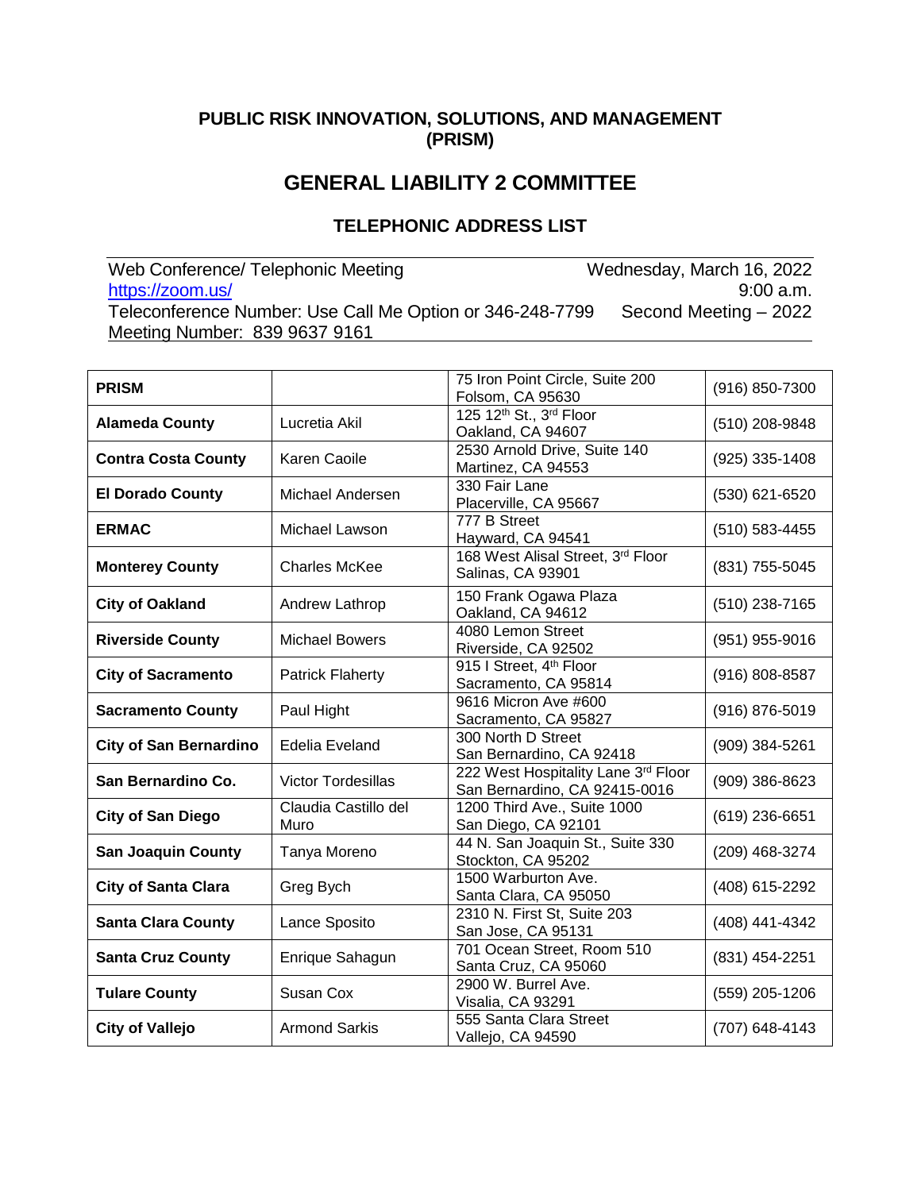**PUBLIC RISK INNOVATION, SOLUTIONS, AND MANAGEMENT (PRISM)**

## GENERAL LIABILITY 2 COMMITTEE

### TELEPHONIC ADDRESS LIST

Web Conference/ Telephonic Meeting — Wednesday, March 16, 2022
https://zoom.us/ — 9:00 a.m.
Teleconference Number: Use Call Me Option or 346-248-7799 — Second Meeting – 2022
Meeting Number: 839 9637 9161

| | | | |
|---|---|---|---|
| **PRISM** | | 75 Iron Point Circle, Suite 200<br>Folsom, CA 95630 | (916) 850-7300 |
| **Alameda County** | Lucretia Akil | 125 12th St., 3rd Floor<br>Oakland, CA 94607 | (510) 208-9848 |
| **Contra Costa County** | Karen Caoile | 2530 Arnold Drive, Suite 140<br>Martinez, CA 94553 | (925) 335-1408 |
| **El Dorado County** | Michael Andersen | 330 Fair Lane<br>Placerville, CA 95667 | (530) 621-6520 |
| **ERMAC** | Michael Lawson | 777 B Street<br>Hayward, CA 94541 | (510) 583-4455 |
| **Monterey County** | Charles McKee | 168 West Alisal Street, 3rd Floor<br>Salinas, CA 93901 | (831) 755-5045 |
| **City of Oakland** | Andrew Lathrop | 150 Frank Ogawa Plaza<br>Oakland, CA 94612 | (510) 238-7165 |
| **Riverside County** | Michael Bowers | 4080 Lemon Street<br>Riverside, CA 92502 | (951) 955-9016 |
| **City of Sacramento** | Patrick Flaherty | 915 I Street, 4th Floor<br>Sacramento, CA 95814 | (916) 808-8587 |
| **Sacramento County** | Paul Hight | 9616 Micron Ave #600<br>Sacramento, CA 95827 | (916) 876-5019 |
| **City of San Bernardino** | Edelia Eveland | 300 North D Street<br>San Bernardino, CA 92418 | (909) 384-5261 |
| **San Bernardino Co.** | Victor Tordesillas | 222 West Hospitality Lane 3rd Floor<br>San Bernardino, CA 92415-0016 | (909) 386-8623 |
| **City of San Diego** | Claudia Castillo del Muro | 1200 Third Ave., Suite 1000<br>San Diego, CA 92101 | (619) 236-6651 |
| **San Joaquin County** | Tanya Moreno | 44 N. San Joaquin St., Suite 330<br>Stockton, CA 95202 | (209) 468-3274 |
| **City of Santa Clara** | Greg Bych | 1500 Warburton Ave.<br>Santa Clara, CA 95050 | (408) 615-2292 |
| **Santa Clara County** | Lance Sposito | 2310 N. First St, Suite 203<br>San Jose, CA 95131 | (408) 441-4342 |
| **Santa Cruz County** | Enrique Sahagun | 701 Ocean Street, Room 510<br>Santa Cruz, CA 95060 | (831) 454-2251 |
| **Tulare County** | Susan Cox | 2900 W. Burrel Ave.<br>Visalia, CA 93291 | (559) 205-1206 |
| **City of Vallejo** | Armond Sarkis | 555 Santa Clara Street<br>Vallejo, CA 94590 | (707) 648-4143 |